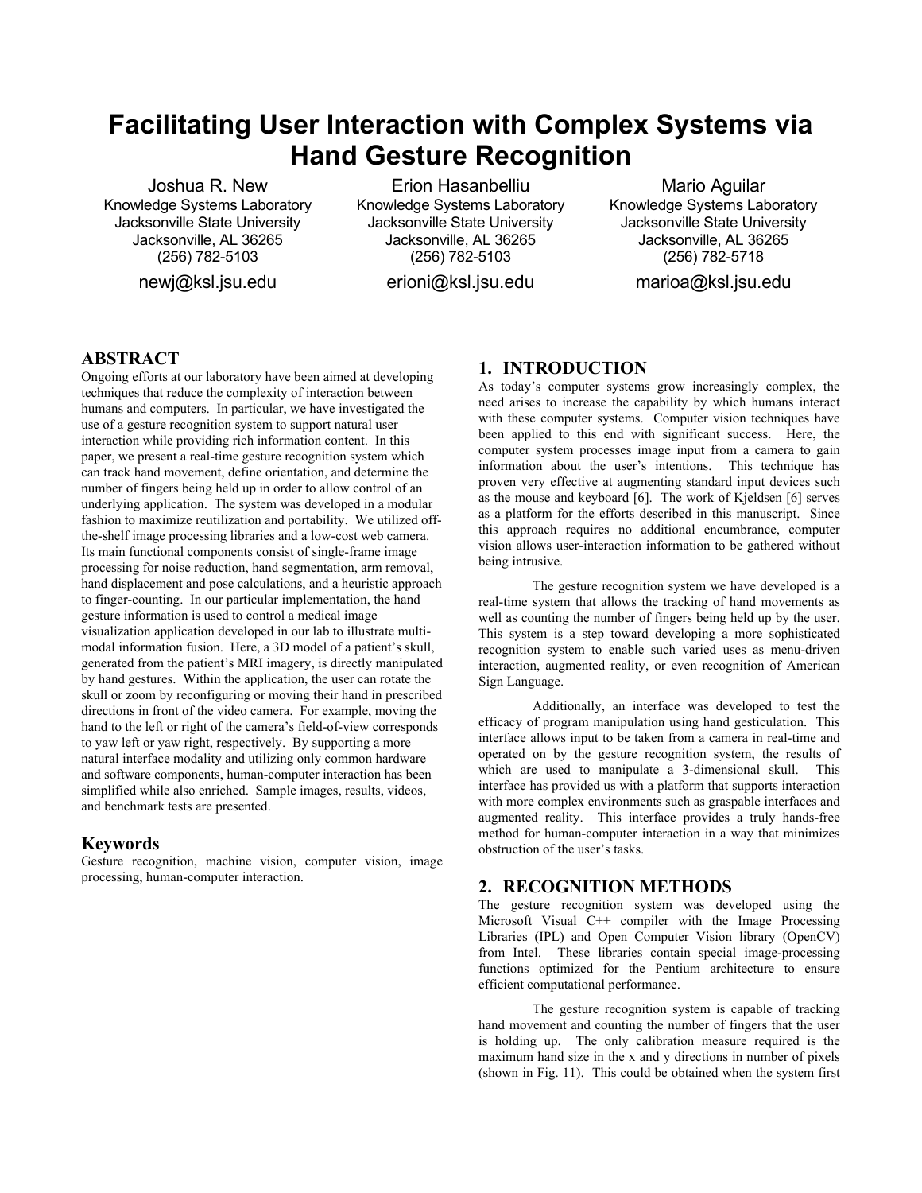# Facilitating User Interaction with Complex Systems via Hand Gesture Recognition

Joshua R. New
Knowledge Systems Laboratory
Jacksonville State University
Jacksonville, AL 36265
(256) 782-5103
newj@ksl.jsu.edu

Erion Hasanbelliu
Knowledge Systems Laboratory
Jacksonville State University
Jacksonville, AL 36265
(256) 782-5103
erioni@ksl.jsu.edu

Mario Aguilar
Knowledge Systems Laboratory
Jacksonville State University
Jacksonville, AL 36265
(256) 782-5718
marioa@ksl.jsu.edu

## ABSTRACT

Ongoing efforts at our laboratory have been aimed at developing techniques that reduce the complexity of interaction between humans and computers. In particular, we have investigated the use of a gesture recognition system to support natural user interaction while providing rich information content. In this paper, we present a real-time gesture recognition system which can track hand movement, define orientation, and determine the number of fingers being held up in order to allow control of an underlying application. The system was developed in a modular fashion to maximize reutilization and portability. We utilized off-the-shelf image processing libraries and a low-cost web camera. Its main functional components consist of single-frame image processing for noise reduction, hand segmentation, arm removal, hand displacement and pose calculations, and a heuristic approach to finger-counting. In our particular implementation, the hand gesture information is used to control a medical image visualization application developed in our lab to illustrate multi-modal information fusion. Here, a 3D model of a patient's skull, generated from the patient's MRI imagery, is directly manipulated by hand gestures. Within the application, the user can rotate the skull or zoom by reconfiguring or moving their hand in prescribed directions in front of the video camera. For example, moving the hand to the left or right of the camera's field-of-view corresponds to yaw left or yaw right, respectively. By supporting a more natural interface modality and utilizing only common hardware and software components, human-computer interaction has been simplified while also enriched. Sample images, results, videos, and benchmark tests are presented.

### Keywords

Gesture recognition, machine vision, computer vision, image processing, human-computer interaction.

## 1. INTRODUCTION

As today's computer systems grow increasingly complex, the need arises to increase the capability by which humans interact with these computer systems. Computer vision techniques have been applied to this end with significant success. Here, the computer system processes image input from a camera to gain information about the user's intentions. This technique has proven very effective at augmenting standard input devices such as the mouse and keyboard [6]. The work of Kjeldsen [6] serves as a platform for the efforts described in this manuscript. Since this approach requires no additional encumbrance, computer vision allows user-interaction information to be gathered without being intrusive.

The gesture recognition system we have developed is a real-time system that allows the tracking of hand movements as well as counting the number of fingers being held up by the user. This system is a step toward developing a more sophisticated recognition system to enable such varied uses as menu-driven interaction, augmented reality, or even recognition of American Sign Language.

Additionally, an interface was developed to test the efficacy of program manipulation using hand gesticulation. This interface allows input to be taken from a camera in real-time and operated on by the gesture recognition system, the results of which are used to manipulate a 3-dimensional skull. This interface has provided us with a platform that supports interaction with more complex environments such as graspable interfaces and augmented reality. This interface provides a truly hands-free method for human-computer interaction in a way that minimizes obstruction of the user's tasks.

## 2. RECOGNITION METHODS

The gesture recognition system was developed using the Microsoft Visual C++ compiler with the Image Processing Libraries (IPL) and Open Computer Vision library (OpenCV) from Intel. These libraries contain special image-processing functions optimized for the Pentium architecture to ensure efficient computational performance.

The gesture recognition system is capable of tracking hand movement and counting the number of fingers that the user is holding up. The only calibration measure required is the maximum hand size in the x and y directions in number of pixels (shown in Fig. 11). This could be obtained when the system first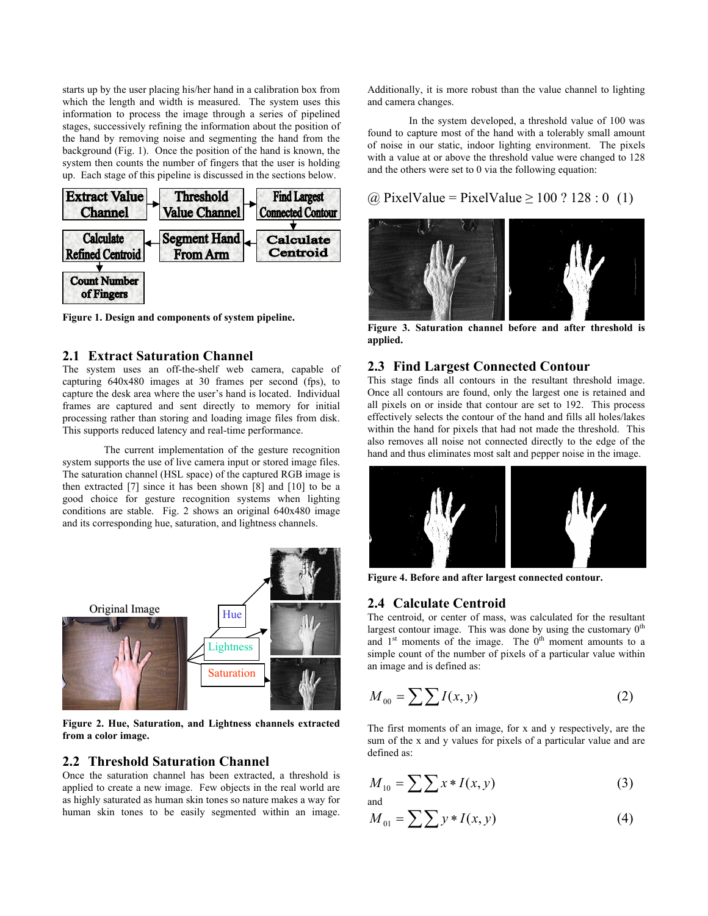starts up by the user placing his/her hand in a calibration box from which the length and width is measured. The system uses this information to process the image through a series of pipelined stages, successively refining the information about the position of the hand by removing noise and segmenting the hand from the background (Fig. 1). Once the position of the hand is known, the system then counts the number of fingers that the user is holding up. Each stage of this pipeline is discussed in the sections below.

**Figure 1. Design and components of system pipeline.**

## 2.1 Extract Saturation Channel

The system uses an off-the-shelf web camera, capable of capturing 640x480 images at 30 frames per second (fps), to capture the desk area where the user's hand is located. Individual frames are captured and sent directly to memory for initial processing rather than storing and loading image files from disk. This supports reduced latency and real-time performance.

The current implementation of the gesture recognition system supports the use of live camera input or stored image files. The saturation channel (HSL space) of the captured RGB image is then extracted [7] since it has been shown [8] and [10] to be a good choice for gesture recognition systems when lighting conditions are stable. Fig. 2 shows an original 640x480 image and its corresponding hue, saturation, and lightness channels.

**Figure 2. Hue, Saturation, and Lightness channels extracted from a color image.**

## 2.2 Threshold Saturation Channel

Once the saturation channel has been extracted, a threshold is applied to create a new image. Few objects in the real world are as highly saturated as human skin tones so nature makes a way for human skin tones to be easily segmented within an image. Additionally, it is more robust than the value channel to lighting and camera changes.

In the system developed, a threshold value of 100 was found to capture most of the hand with a tolerably small amount of noise in our static, indoor lighting environment. The pixels with a value at or above the threshold value were changed to 128 and the others were set to 0 via the following equation:

$$@ \text{ PixelValue} = \text{PixelValue} \geq 100 \; ? \; 128 : 0 \quad (1)$$

**Figure 3. Saturation channel before and after threshold is applied.**

## 2.3 Find Largest Connected Contour

This stage finds all contours in the resultant threshold image. Once all contours are found, only the largest one is retained and all pixels on or inside that contour are set to 192. This process effectively selects the contour of the hand and fills all holes/lakes within the hand for pixels that had not made the threshold. This also removes all noise not connected directly to the edge of the hand and thus eliminates most salt and pepper noise in the image.

**Figure 4. Before and after largest connected contour.**

## 2.4 Calculate Centroid

The centroid, or center of mass, was calculated for the resultant largest contour image. This was done by using the customary 0th and 1st moments of the image. The 0th moment amounts to a simple count of the number of pixels of a particular value within an image and is defined as:

$$M_{00} = \sum \sum I(x, y) \quad (2)$$

The first moments of an image, for x and y respectively, are the sum of the x and y values for pixels of a particular value and are defined as:

$$M_{10} = \sum \sum x * I(x, y) \quad (3)$$

and

$$M_{01} = \sum \sum y * I(x, y) \quad (4)$$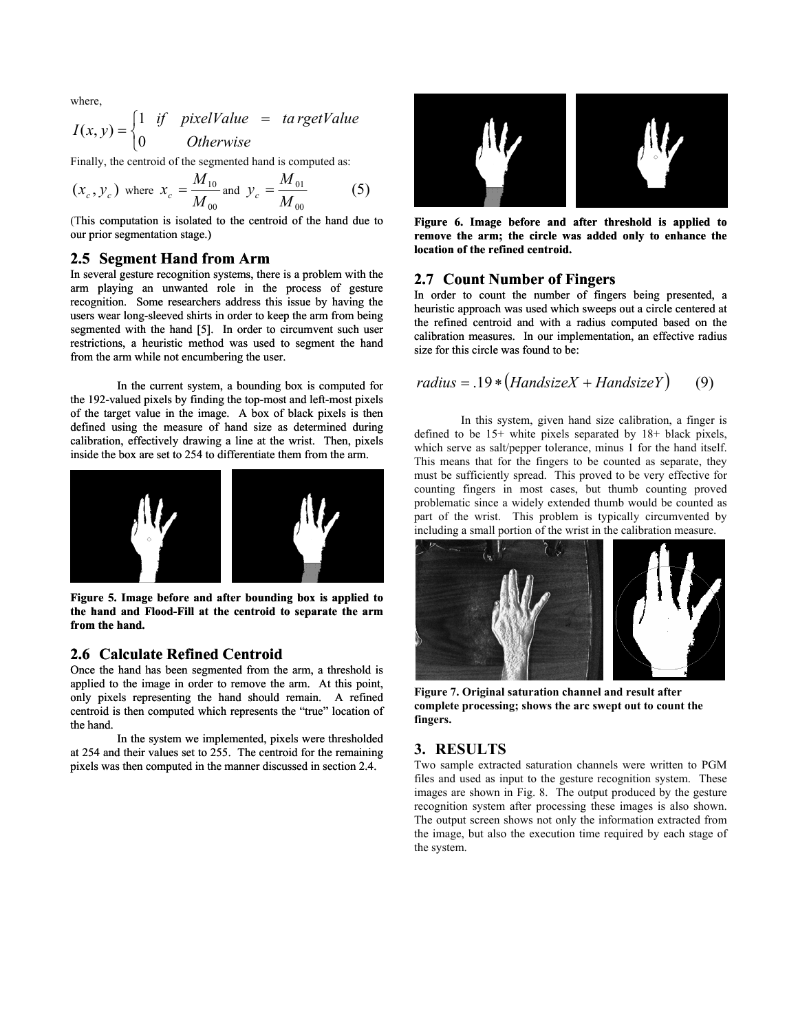where,

$$I(x,y) = \begin{cases} 1 & if \quad pixelValue = targetValue \\ 0 & Otherwise \end{cases}$$

Finally, the centroid of the segmented hand is computed as:

$$(x_c, y_c) \text{ where } x_c = \frac{M_{10}}{M_{00}} \text{ and } y_c = \frac{M_{01}}{M_{00}} \tag{5}$$

(This computation is isolated to the centroid of the hand due to our prior segmentation stage.)

## 2.5 Segment Hand from Arm

In several gesture recognition systems, there is a problem with the arm playing an unwanted role in the process of gesture recognition. Some researchers address this issue by having the users wear long-sleeved shirts in order to keep the arm from being segmented with the hand [5]. In order to circumvent such user restrictions, a heuristic method was used to segment the hand from the arm while not encumbering the user.

In the current system, a bounding box is computed for the 192-valued pixels by finding the top-most and left-most pixels of the target value in the image. A box of black pixels is then defined using the measure of hand size as determined during calibration, effectively drawing a line at the wrist. Then, pixels inside the box are set to 254 to differentiate them from the arm.

**Figure 5. Image before and after bounding box is applied to the hand and Flood-Fill at the centroid to separate the arm from the hand.**

## 2.6 Calculate Refined Centroid

Once the hand has been segmented from the arm, a threshold is applied to the image in order to remove the arm. At this point, only pixels representing the hand should remain. A refined centroid is then computed which represents the "true" location of the hand.

In the system we implemented, pixels were thresholded at 254 and their values set to 255. The centroid for the remaining pixels was then computed in the manner discussed in section 2.4.

**Figure 6. Image before and after threshold is applied to remove the arm; the circle was added only to enhance the location of the refined centroid.**

## 2.7 Count Number of Fingers

In order to count the number of fingers being presented, a heuristic approach was used which sweeps out a circle centered at the refined centroid and with a radius computed based on the calibration measures. In our implementation, an effective radius size for this circle was found to be:

$$radius = .19 * (HandsizeX + HandsizeY) \tag{9}$$

In this system, given hand size calibration, a finger is defined to be 15+ white pixels separated by 18+ black pixels, which serve as salt/pepper tolerance, minus 1 for the hand itself. This means that for the fingers to be counted as separate, they must be sufficiently spread. This proved to be very effective for counting fingers in most cases, but thumb counting proved problematic since a widely extended thumb would be counted as part of the wrist. This problem is typically circumvented by including a small portion of the wrist in the calibration measure.

**Figure 7. Original saturation channel and result after complete processing; shows the arc swept out to count the fingers.**

# 3. RESULTS

Two sample extracted saturation channels were written to PGM files and used as input to the gesture recognition system. These images are shown in Fig. 8. The output produced by the gesture recognition system after processing these images is also shown. The output screen shows not only the information extracted from the image, but also the execution time required by each stage of the system.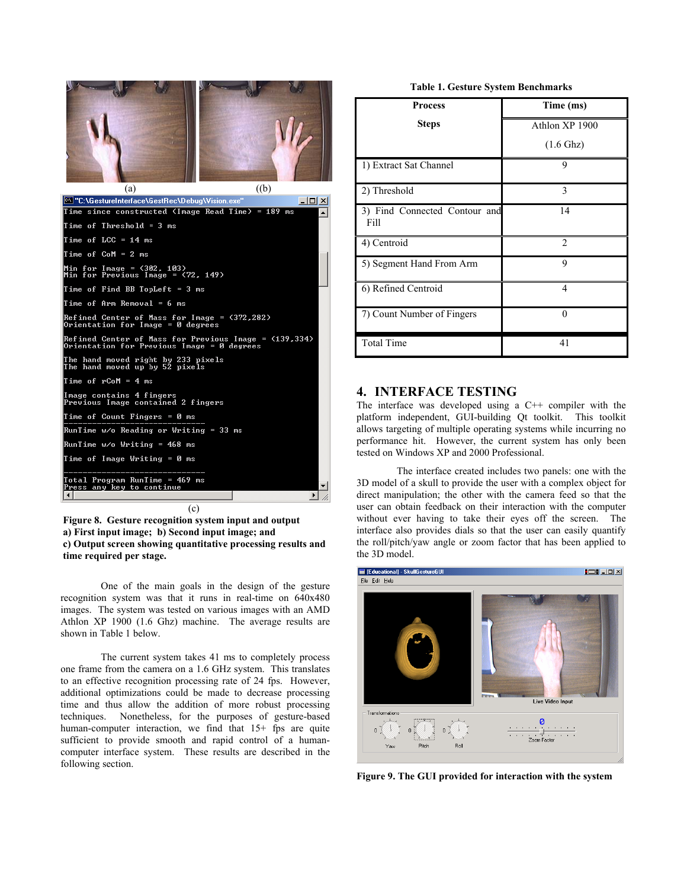(a) ((b)

(c)

**Figure 8. Gesture recognition system input and output a) First input image; b) Second input image; and c) Output screen showing quantitative processing results and time required per stage.**

One of the main goals in the design of the gesture recognition system was that it runs in real-time on 640x480 images. The system was tested on various images with an AMD Athlon XP 1900 (1.6 Ghz) machine. The average results are shown in Table 1 below.

The current system takes 41 ms to completely process one frame from the camera on a 1.6 GHz system. This translates to an effective recognition processing rate of 24 fps. However, additional optimizations could be made to decrease processing time and thus allow the addition of more robust processing techniques. Nonetheless, for the purposes of gesture-based human-computer interaction, we find that 15+ fps are quite sufficient to provide smooth and rapid control of a human-computer interface system. These results are described in the following section.

**Table 1. Gesture System Benchmarks**

| Process Steps | Time (ms) Athlon XP 1900 (1.6 Ghz) |
|---|---|
| 1) Extract Sat Channel | 9 |
| 2) Threshold | 3 |
| 3) Find Connected Contour and Fill | 14 |
| 4) Centroid | 2 |
| 5) Segment Hand From Arm | 9 |
| 6) Refined Centroid | 4 |
| 7) Count Number of Fingers | 0 |
| Total Time | 41 |

## 4. INTERFACE TESTING

The interface was developed using a C++ compiler with the platform independent, GUI-building Qt toolkit. This toolkit allows targeting of multiple operating systems while incurring no performance hit. However, the current system has only been tested on Windows XP and 2000 Professional.

The interface created includes two panels: one with the 3D model of a skull to provide the user with a complex object for direct manipulation; the other with the camera feed so that the user can obtain feedback on their interaction with the computer without ever having to take their eyes off the screen. The interface also provides dials so that the user can easily quantify the roll/pitch/yaw angle or zoom factor that has been applied to the 3D model.

**Figure 9. The GUI provided for interaction with the system**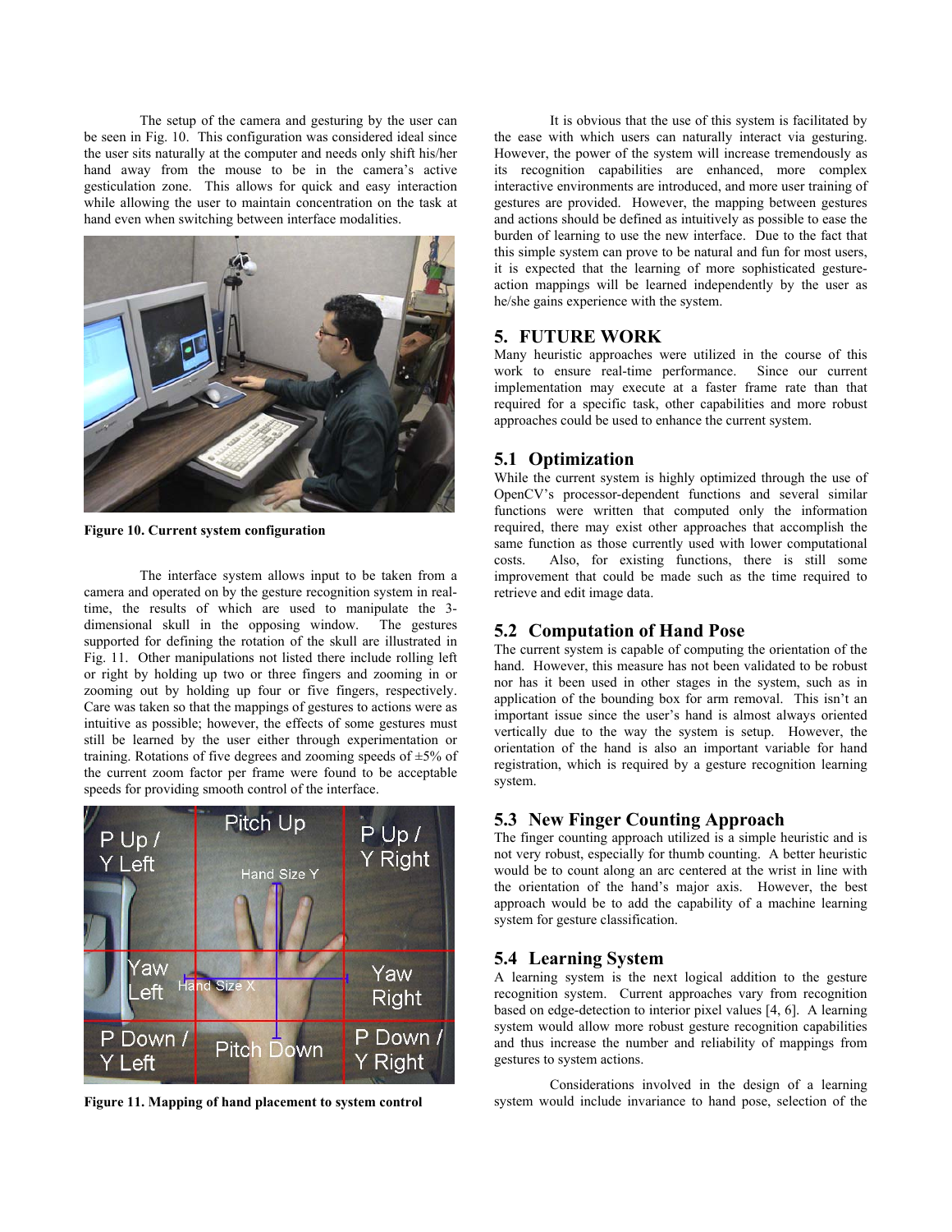The setup of the camera and gesturing by the user can be seen in Fig. 10. This configuration was considered ideal since the user sits naturally at the computer and needs only shift his/her hand away from the mouse to be in the camera's active gesticulation zone. This allows for quick and easy interaction while allowing the user to maintain concentration on the task at hand even when switching between interface modalities.

**Figure 10. Current system configuration**

The interface system allows input to be taken from a camera and operated on by the gesture recognition system in real-time, the results of which are used to manipulate the 3-dimensional skull in the opposing window. The gestures supported for defining the rotation of the skull are illustrated in Fig. 11. Other manipulations not listed there include rolling left or right by holding up two or three fingers and zooming in or zooming out by holding up four or five fingers, respectively. Care was taken so that the mappings of gestures to actions were as intuitive as possible; however, the effects of some gestures must still be learned by the user either through experimentation or training. Rotations of five degrees and zooming speeds of ±5% of the current zoom factor per frame were found to be acceptable speeds for providing smooth control of the interface.

**Figure 11. Mapping of hand placement to system control**

It is obvious that the use of this system is facilitated by the ease with which users can naturally interact via gesturing. However, the power of the system will increase tremendously as its recognition capabilities are enhanced, more complex interactive environments are introduced, and more user training of gestures are provided. However, the mapping between gestures and actions should be defined as intuitively as possible to ease the burden of learning to use the new interface. Due to the fact that this simple system can prove to be natural and fun for most users, it is expected that the learning of more sophisticated gesture-action mappings will be learned independently by the user as he/she gains experience with the system.

## 5. FUTURE WORK

Many heuristic approaches were utilized in the course of this work to ensure real-time performance. Since our current implementation may execute at a faster frame rate than that required for a specific task, other capabilities and more robust approaches could be used to enhance the current system.

### 5.1 Optimization

While the current system is highly optimized through the use of OpenCV's processor-dependent functions and several similar functions were written that computed only the information required, there may exist other approaches that accomplish the same function as those currently used with lower computational costs. Also, for existing functions, there is still some improvement that could be made such as the time required to retrieve and edit image data.

### 5.2 Computation of Hand Pose

The current system is capable of computing the orientation of the hand. However, this measure has not been validated to be robust nor has it been used in other stages in the system, such as in application of the bounding box for arm removal. This isn't an important issue since the user's hand is almost always oriented vertically due to the way the system is setup. However, the orientation of the hand is also an important variable for hand registration, which is required by a gesture recognition learning system.

### 5.3 New Finger Counting Approach

The finger counting approach utilized is a simple heuristic and is not very robust, especially for thumb counting. A better heuristic would be to count along an arc centered at the wrist in line with the orientation of the hand's major axis. However, the best approach would be to add the capability of a machine learning system for gesture classification.

### 5.4 Learning System

A learning system is the next logical addition to the gesture recognition system. Current approaches vary from recognition based on edge-detection to interior pixel values [4, 6]. A learning system would allow more robust gesture recognition capabilities and thus increase the number and reliability of mappings from gestures to system actions.

Considerations involved in the design of a learning system would include invariance to hand pose, selection of the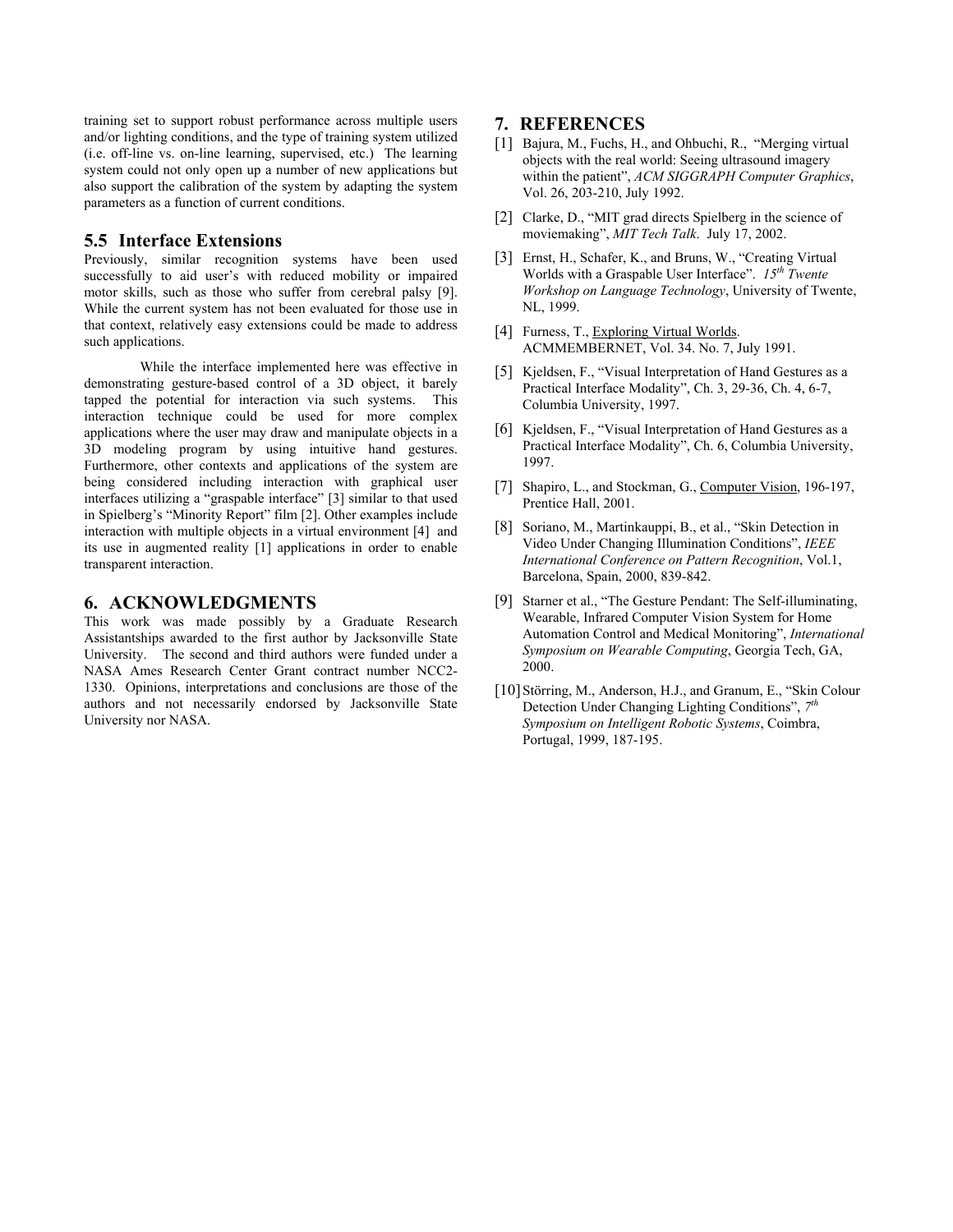training set to support robust performance across multiple users and/or lighting conditions, and the type of training system utilized (i.e. off-line vs. on-line learning, supervised, etc.) The learning system could not only open up a number of new applications but also support the calibration of the system by adapting the system parameters as a function of current conditions.

### 5.5 Interface Extensions

Previously, similar recognition systems have been used successfully to aid user's with reduced mobility or impaired motor skills, such as those who suffer from cerebral palsy [9]. While the current system has not been evaluated for those use in that context, relatively easy extensions could be made to address such applications.

While the interface implemented here was effective in demonstrating gesture-based control of a 3D object, it barely tapped the potential for interaction via such systems. This interaction technique could be used for more complex applications where the user may draw and manipulate objects in a 3D modeling program by using intuitive hand gestures. Furthermore, other contexts and applications of the system are being considered including interaction with graphical user interfaces utilizing a "graspable interface" [3] similar to that used in Spielberg's "Minority Report" film [2]. Other examples include interaction with multiple objects in a virtual environment [4] and its use in augmented reality [1] applications in order to enable transparent interaction.

## 6. ACKNOWLEDGMENTS

This work was made possibly by a Graduate Research Assistantships awarded to the first author by Jacksonville State University. The second and third authors were funded under a NASA Ames Research Center Grant contract number NCC2-1330. Opinions, interpretations and conclusions are those of the authors and not necessarily endorsed by Jacksonville State University nor NASA.

## 7. REFERENCES

[1] Bajura, M., Fuchs, H., and Ohbuchi, R., "Merging virtual objects with the real world: Seeing ultrasound imagery within the patient", *ACM SIGGRAPH Computer Graphics*, Vol. 26, 203-210, July 1992.

[2] Clarke, D., "MIT grad directs Spielberg in the science of moviemaking", *MIT Tech Talk*. July 17, 2002.

[3] Ernst, H., Schafer, K., and Bruns, W., "Creating Virtual Worlds with a Graspable User Interface". *15th Twente Workshop on Language Technology*, University of Twente, NL, 1999.

[4] Furness, T., Exploring Virtual Worlds. ACMMEMBERNET, Vol. 34. No. 7, July 1991.

[5] Kjeldsen, F., "Visual Interpretation of Hand Gestures as a Practical Interface Modality", Ch. 3, 29-36, Ch. 4, 6-7, Columbia University, 1997.

[6] Kjeldsen, F., "Visual Interpretation of Hand Gestures as a Practical Interface Modality", Ch. 6, Columbia University, 1997.

[7] Shapiro, L., and Stockman, G., Computer Vision, 196-197, Prentice Hall, 2001.

[8] Soriano, M., Martinkauppi, B., et al., "Skin Detection in Video Under Changing Illumination Conditions", *IEEE International Conference on Pattern Recognition*, Vol.1, Barcelona, Spain, 2000, 839-842.

[9] Starner et al., "The Gesture Pendant: The Self-illuminating, Wearable, Infrared Computer Vision System for Home Automation Control and Medical Monitoring", *International Symposium on Wearable Computing*, Georgia Tech, GA, 2000.

[10] Störring, M., Anderson, H.J., and Granum, E., "Skin Colour Detection Under Changing Lighting Conditions", *7th Symposium on Intelligent Robotic Systems*, Coimbra, Portugal, 1999, 187-195.